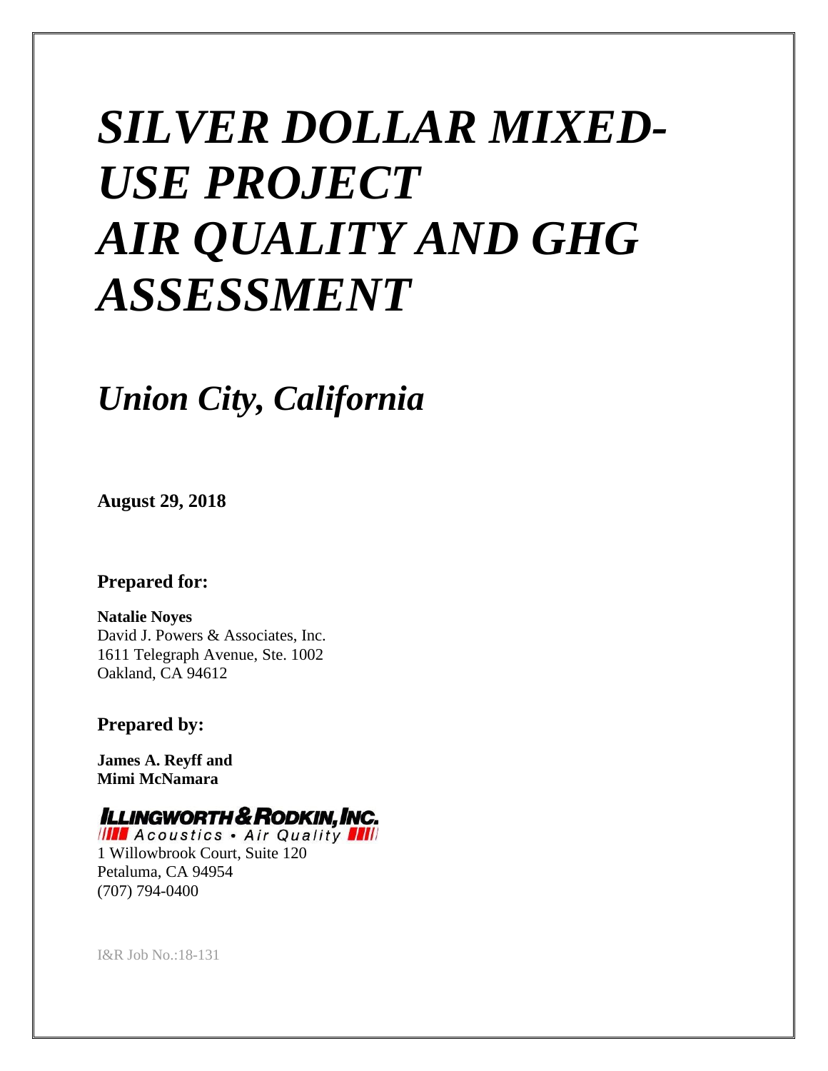# *SILVER DOLLAR MIXED-USE PROJECT AIR QUALITY AND GHG ASSESSMENT*

## *Union City, California*

**August 29, 2018**

### Prepared for:

**Natalie Noyes**
David J. Powers & Associates, Inc.
1611 Telegraph Avenue, Ste. 1002
Oakland, CA 94612

### Prepared by:

**James A. Reyff and**
**Mimi McNamara**

**ILLINGWORTH & RODKIN, INC.**
Acoustics • Air Quality
1 Willowbrook Court, Suite 120
Petaluma, CA 94954
(707) 794-0400

I&R Job No.:18-131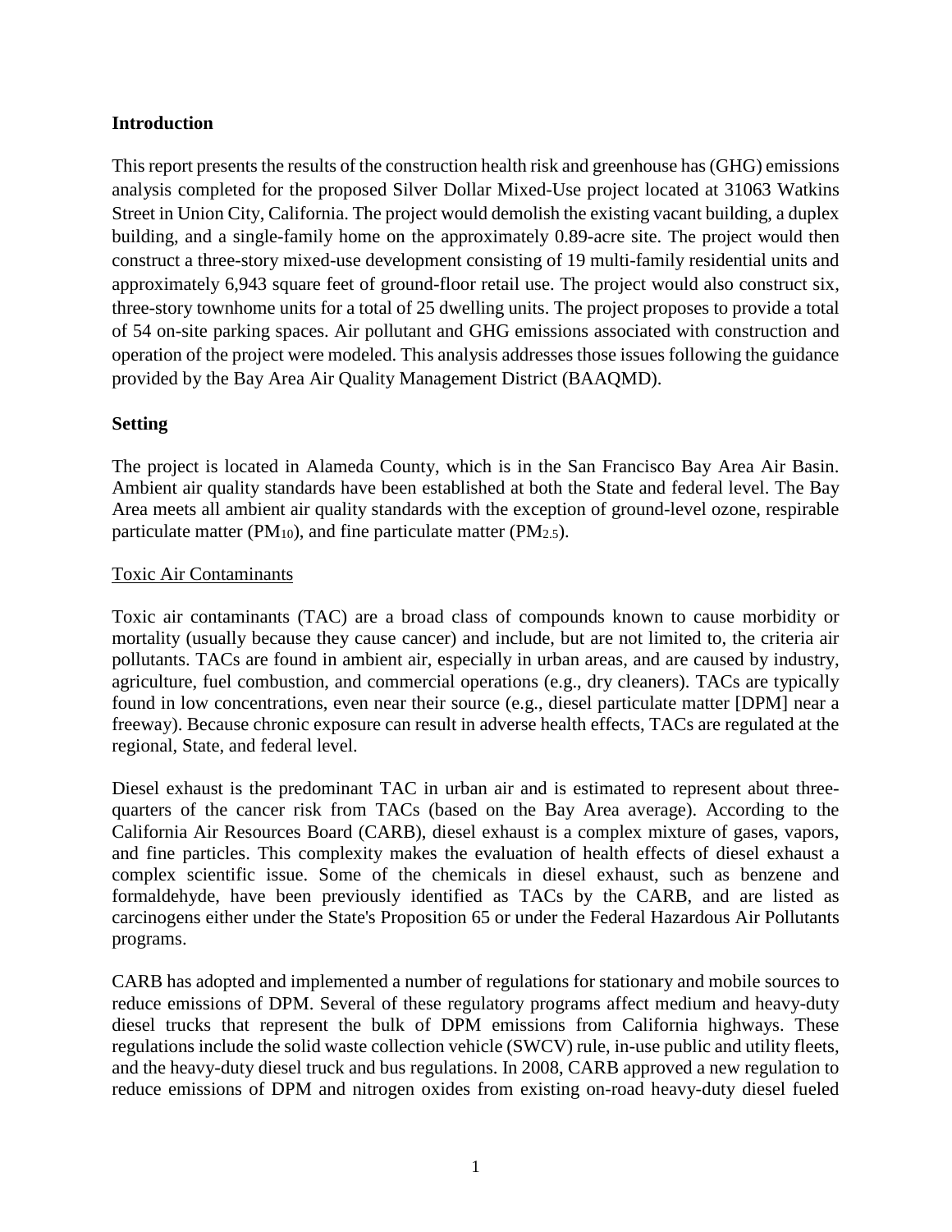## Introduction

This report presents the results of the construction health risk and greenhouse has (GHG) emissions analysis completed for the proposed Silver Dollar Mixed-Use project located at 31063 Watkins Street in Union City, California. The project would demolish the existing vacant building, a duplex building, and a single-family home on the approximately 0.89-acre site. The project would then construct a three-story mixed-use development consisting of 19 multi-family residential units and approximately 6,943 square feet of ground-floor retail use. The project would also construct six, three-story townhome units for a total of 25 dwelling units. The project proposes to provide a total of 54 on-site parking spaces. Air pollutant and GHG emissions associated with construction and operation of the project were modeled. This analysis addresses those issues following the guidance provided by the Bay Area Air Quality Management District (BAAQMD).

## Setting

The project is located in Alameda County, which is in the San Francisco Bay Area Air Basin. Ambient air quality standards have been established at both the State and federal level. The Bay Area meets all ambient air quality standards with the exception of ground-level ozone, respirable particulate matter ($PM_{10}$), and fine particulate matter ($PM_{2.5}$).

### Toxic Air Contaminants

Toxic air contaminants (TAC) are a broad class of compounds known to cause morbidity or mortality (usually because they cause cancer) and include, but are not limited to, the criteria air pollutants. TACs are found in ambient air, especially in urban areas, and are caused by industry, agriculture, fuel combustion, and commercial operations (e.g., dry cleaners). TACs are typically found in low concentrations, even near their source (e.g., diesel particulate matter [DPM] near a freeway). Because chronic exposure can result in adverse health effects, TACs are regulated at the regional, State, and federal level.

Diesel exhaust is the predominant TAC in urban air and is estimated to represent about three-quarters of the cancer risk from TACs (based on the Bay Area average). According to the California Air Resources Board (CARB), diesel exhaust is a complex mixture of gases, vapors, and fine particles. This complexity makes the evaluation of health effects of diesel exhaust a complex scientific issue. Some of the chemicals in diesel exhaust, such as benzene and formaldehyde, have been previously identified as TACs by the CARB, and are listed as carcinogens either under the State's Proposition 65 or under the Federal Hazardous Air Pollutants programs.

CARB has adopted and implemented a number of regulations for stationary and mobile sources to reduce emissions of DPM. Several of these regulatory programs affect medium and heavy-duty diesel trucks that represent the bulk of DPM emissions from California highways. These regulations include the solid waste collection vehicle (SWCV) rule, in-use public and utility fleets, and the heavy-duty diesel truck and bus regulations. In 2008, CARB approved a new regulation to reduce emissions of DPM and nitrogen oxides from existing on-road heavy-duty diesel fueled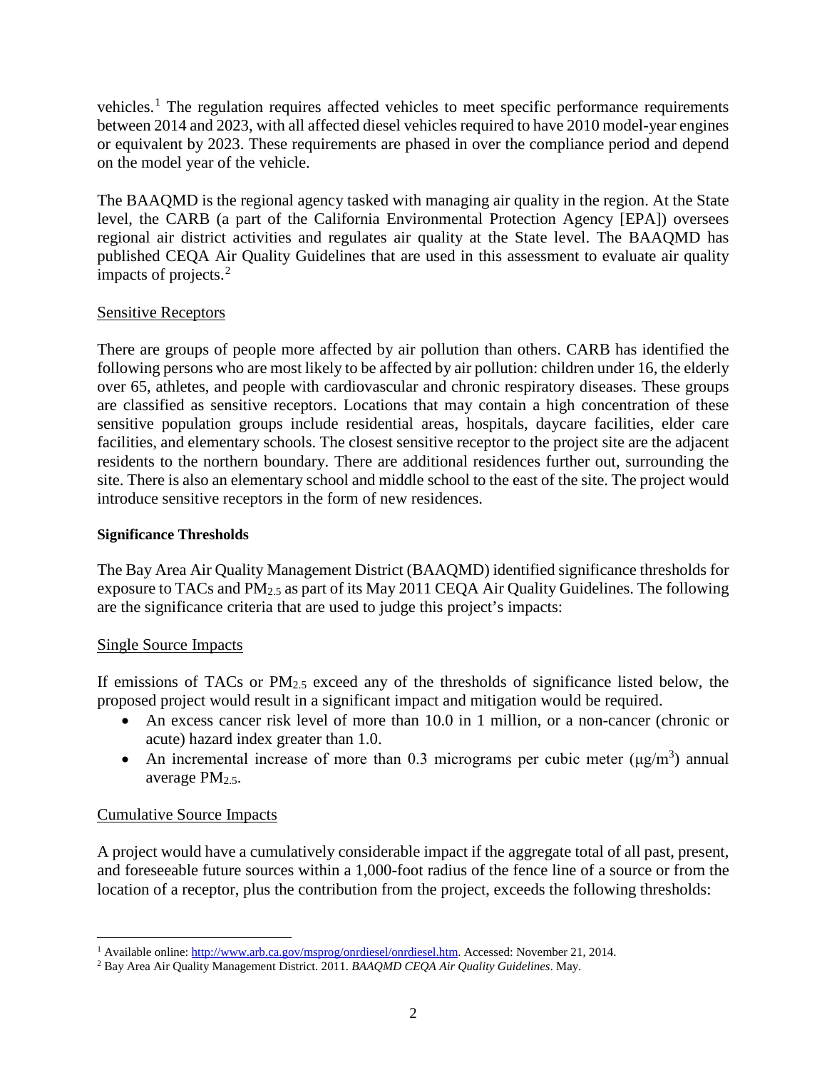vehicles.[1] The regulation requires affected vehicles to meet specific performance requirements between 2014 and 2023, with all affected diesel vehicles required to have 2010 model-year engines or equivalent by 2023. These requirements are phased in over the compliance period and depend on the model year of the vehicle.

The BAAQMD is the regional agency tasked with managing air quality in the region. At the State level, the CARB (a part of the California Environmental Protection Agency [EPA]) oversees regional air district activities and regulates air quality at the State level. The BAAQMD has published CEQA Air Quality Guidelines that are used in this assessment to evaluate air quality impacts of projects.[2]

<u>Sensitive Receptors</u>

There are groups of people more affected by air pollution than others. CARB has identified the following persons who are most likely to be affected by air pollution: children under 16, the elderly over 65, athletes, and people with cardiovascular and chronic respiratory diseases. These groups are classified as sensitive receptors. Locations that may contain a high concentration of these sensitive population groups include residential areas, hospitals, daycare facilities, elder care facilities, and elementary schools. The closest sensitive receptor to the project site are the adjacent residents to the northern boundary. There are additional residences further out, surrounding the site. There is also an elementary school and middle school to the east of the site. The project would introduce sensitive receptors in the form of new residences.

**Significance Thresholds**

The Bay Area Air Quality Management District (BAAQMD) identified significance thresholds for exposure to TACs and $PM_{2.5}$ as part of its May 2011 CEQA Air Quality Guidelines. The following are the significance criteria that are used to judge this project's impacts:

<u>Single Source Impacts</u>

If emissions of TACs or $PM_{2.5}$ exceed any of the thresholds of significance listed below, the proposed project would result in a significant impact and mitigation would be required.

- An excess cancer risk level of more than 10.0 in 1 million, or a non-cancer (chronic or acute) hazard index greater than 1.0.
- An incremental increase of more than 0.3 micrograms per cubic meter ($\mu g/m^3$) annual average $PM_{2.5}$.

<u>Cumulative Source Impacts</u>

A project would have a cumulatively considerable impact if the aggregate total of all past, present, and foreseeable future sources within a 1,000-foot radius of the fence line of a source or from the location of a receptor, plus the contribution from the project, exceeds the following thresholds:

---

[1] Available online: http://www.arb.ca.gov/msprog/onrdiesel/onrdiesel.htm. Accessed: November 21, 2014.

[2] Bay Area Air Quality Management District. 2011. *BAAQMD CEQA Air Quality Guidelines*. May.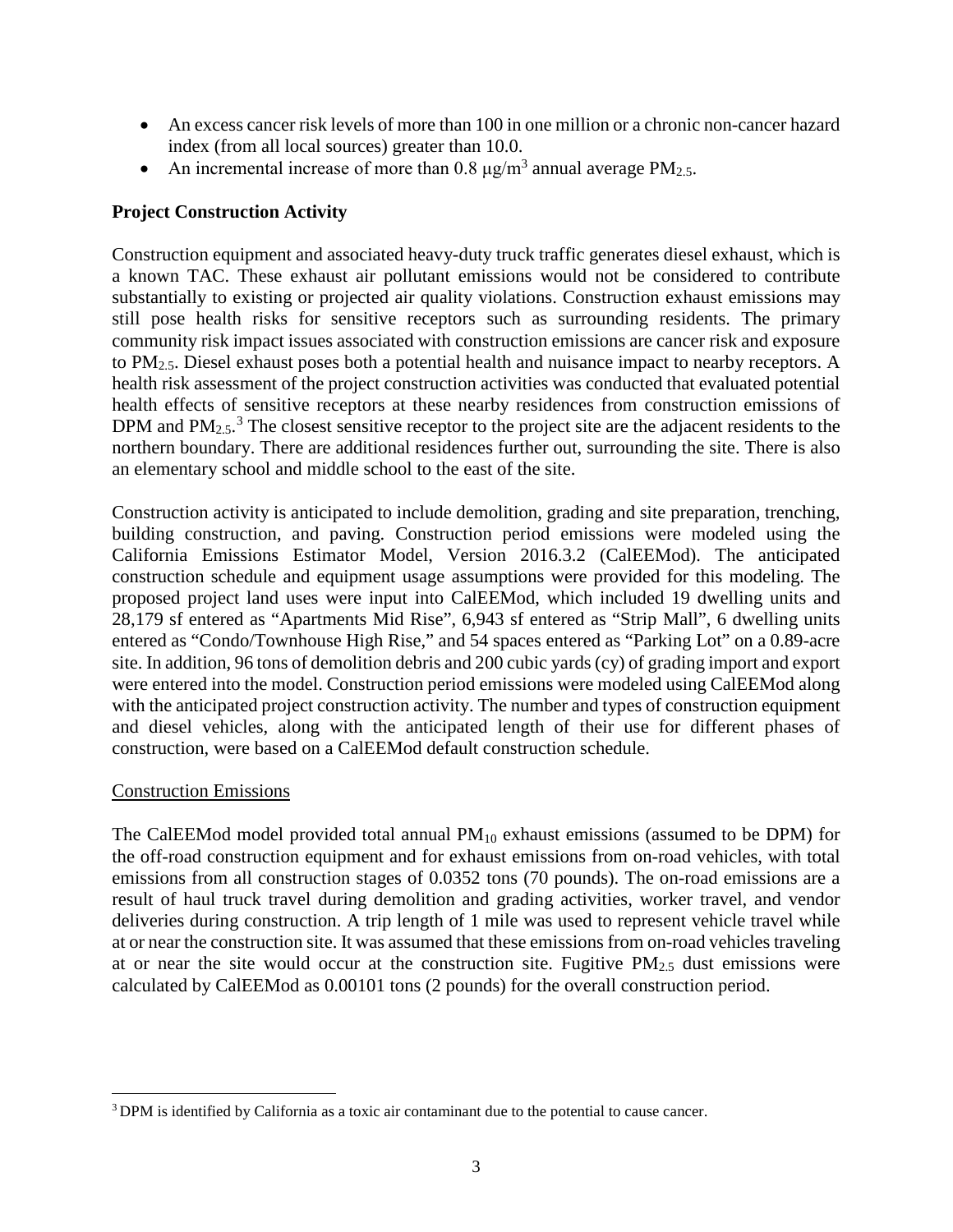- An excess cancer risk levels of more than 100 in one million or a chronic non-cancer hazard index (from all local sources) greater than 10.0.
- An incremental increase of more than 0.8 μg/m$^3$ annual average $PM_{2.5}$.

**Project Construction Activity**

Construction equipment and associated heavy-duty truck traffic generates diesel exhaust, which is a known TAC. These exhaust air pollutant emissions would not be considered to contribute substantially to existing or projected air quality violations. Construction exhaust emissions may still pose health risks for sensitive receptors such as surrounding residents. The primary community risk impact issues associated with construction emissions are cancer risk and exposure to $PM_{2.5}$. Diesel exhaust poses both a potential health and nuisance impact to nearby receptors. A health risk assessment of the project construction activities was conducted that evaluated potential health effects of sensitive receptors at these nearby residences from construction emissions of DPM and $PM_{2.5}$.[3] The closest sensitive receptor to the project site are the adjacent residents to the northern boundary. There are additional residences further out, surrounding the site. There is also an elementary school and middle school to the east of the site.

Construction activity is anticipated to include demolition, grading and site preparation, trenching, building construction, and paving. Construction period emissions were modeled using the California Emissions Estimator Model, Version 2016.3.2 (CalEEMod). The anticipated construction schedule and equipment usage assumptions were provided for this modeling. The proposed project land uses were input into CalEEMod, which included 19 dwelling units and 28,179 sf entered as "Apartments Mid Rise", 6,943 sf entered as "Strip Mall", 6 dwelling units entered as "Condo/Townhouse High Rise," and 54 spaces entered as "Parking Lot" on a 0.89-acre site. In addition, 96 tons of demolition debris and 200 cubic yards (cy) of grading import and export were entered into the model. Construction period emissions were modeled using CalEEMod along with the anticipated project construction activity. The number and types of construction equipment and diesel vehicles, along with the anticipated length of their use for different phases of construction, were based on a CalEEMod default construction schedule.

Construction Emissions

The CalEEMod model provided total annual $PM_{10}$ exhaust emissions (assumed to be DPM) for the off-road construction equipment and for exhaust emissions from on-road vehicles, with total emissions from all construction stages of 0.0352 tons (70 pounds). The on-road emissions are a result of haul truck travel during demolition and grading activities, worker travel, and vendor deliveries during construction. A trip length of 1 mile was used to represent vehicle travel while at or near the construction site. It was assumed that these emissions from on-road vehicles traveling at or near the site would occur at the construction site. Fugitive $PM_{2.5}$ dust emissions were calculated by CalEEMod as 0.00101 tons (2 pounds) for the overall construction period.

[3] DPM is identified by California as a toxic air contaminant due to the potential to cause cancer.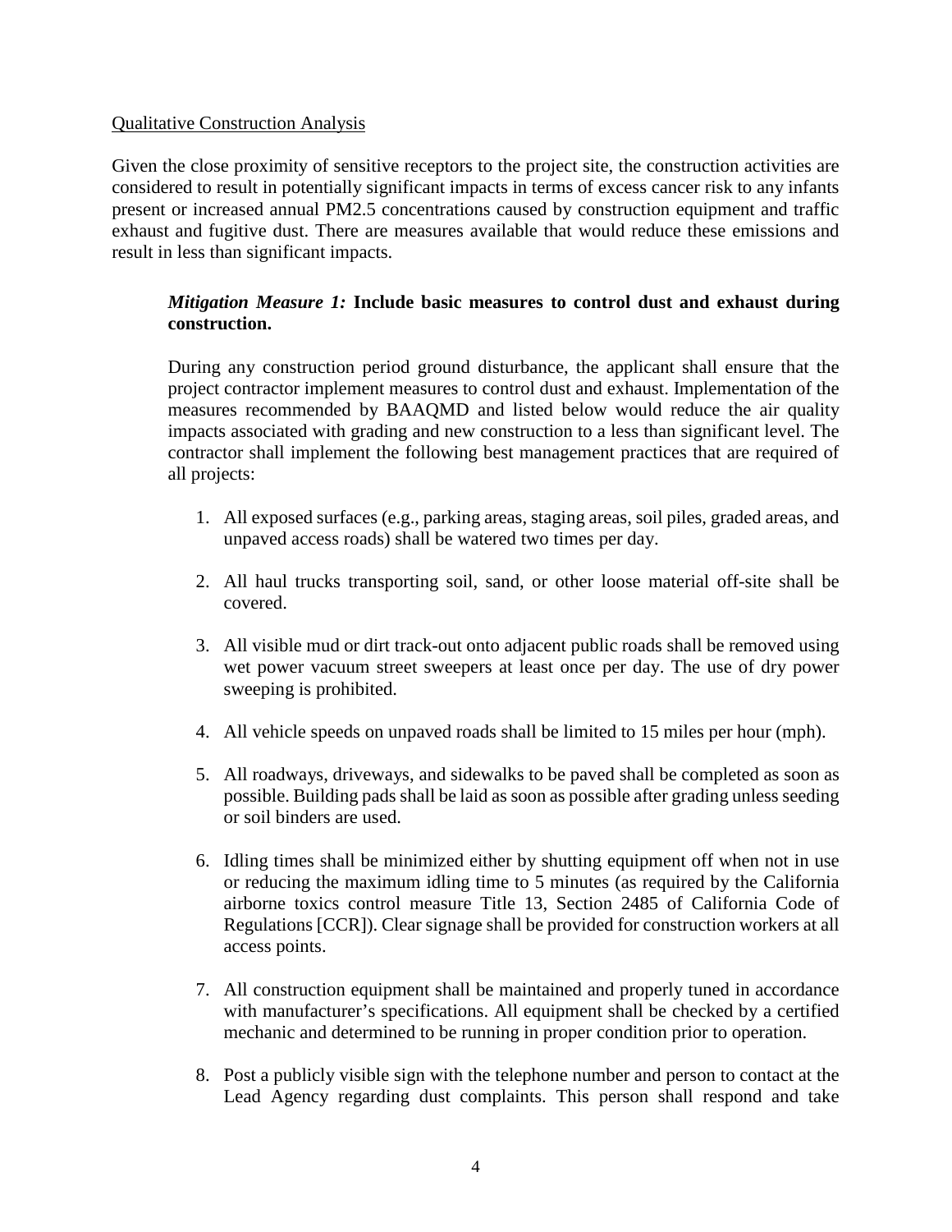Qualitative Construction Analysis

Given the close proximity of sensitive receptors to the project site, the construction activities are considered to result in potentially significant impacts in terms of excess cancer risk to any infants present or increased annual PM2.5 concentrations caused by construction equipment and traffic exhaust and fugitive dust. There are measures available that would reduce these emissions and result in less than significant impacts.

> ***Mitigation Measure 1:*** **Include basic measures to control dust and exhaust during construction.**
>
> During any construction period ground disturbance, the applicant shall ensure that the project contractor implement measures to control dust and exhaust. Implementation of the measures recommended by BAAQMD and listed below would reduce the air quality impacts associated with grading and new construction to a less than significant level. The contractor shall implement the following best management practices that are required of all projects:
>
> 1. All exposed surfaces (e.g., parking areas, staging areas, soil piles, graded areas, and unpaved access roads) shall be watered two times per day.
> 2. All haul trucks transporting soil, sand, or other loose material off-site shall be covered.
> 3. All visible mud or dirt track-out onto adjacent public roads shall be removed using wet power vacuum street sweepers at least once per day. The use of dry power sweeping is prohibited.
> 4. All vehicle speeds on unpaved roads shall be limited to 15 miles per hour (mph).
> 5. All roadways, driveways, and sidewalks to be paved shall be completed as soon as possible. Building pads shall be laid as soon as possible after grading unless seeding or soil binders are used.
> 6. Idling times shall be minimized either by shutting equipment off when not in use or reducing the maximum idling time to 5 minutes (as required by the California airborne toxics control measure Title 13, Section 2485 of California Code of Regulations [CCR]). Clear signage shall be provided for construction workers at all access points.
> 7. All construction equipment shall be maintained and properly tuned in accordance with manufacturer's specifications. All equipment shall be checked by a certified mechanic and determined to be running in proper condition prior to operation.
> 8. Post a publicly visible sign with the telephone number and person to contact at the Lead Agency regarding dust complaints. This person shall respond and take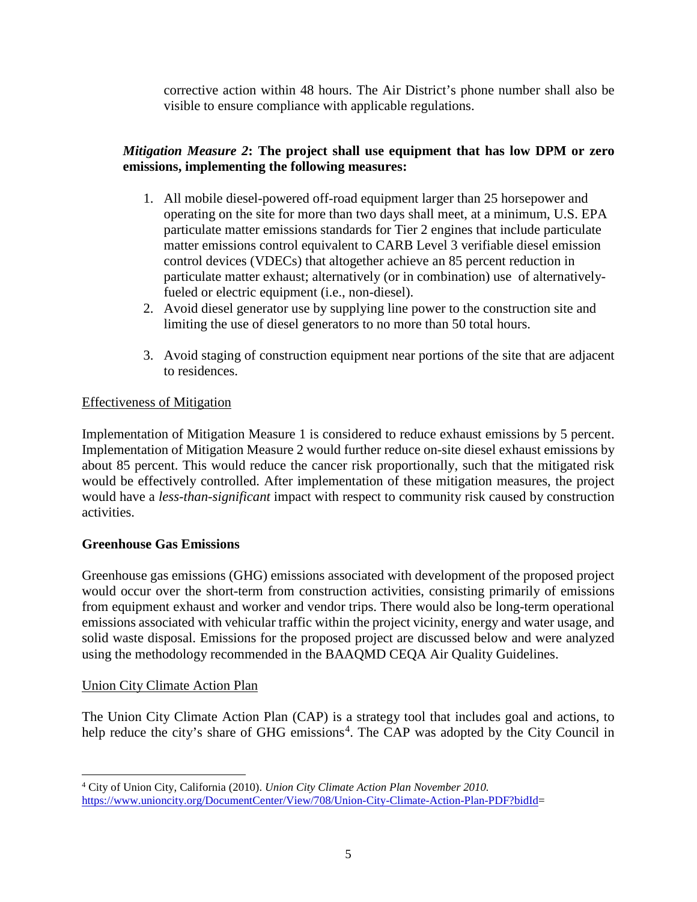corrective action within 48 hours. The Air District's phone number shall also be visible to ensure compliance with applicable regulations.

***Mitigation Measure 2*: The project shall use equipment that has low DPM or zero emissions, implementing the following measures:**

1. All mobile diesel-powered off-road equipment larger than 25 horsepower and operating on the site for more than two days shall meet, at a minimum, U.S. EPA particulate matter emissions standards for Tier 2 engines that include particulate matter emissions control equivalent to CARB Level 3 verifiable diesel emission control devices (VDECs) that altogether achieve an 85 percent reduction in particulate matter exhaust; alternatively (or in combination) use of alternatively-fueled or electric equipment (i.e., non-diesel).
2. Avoid diesel generator use by supplying line power to the construction site and limiting the use of diesel generators to no more than 50 total hours.
3. Avoid staging of construction equipment near portions of the site that are adjacent to residences.

Effectiveness of Mitigation

Implementation of Mitigation Measure 1 is considered to reduce exhaust emissions by 5 percent. Implementation of Mitigation Measure 2 would further reduce on-site diesel exhaust emissions by about 85 percent. This would reduce the cancer risk proportionally, such that the mitigated risk would be effectively controlled. After implementation of these mitigation measures, the project would have a *less-than-significant* impact with respect to community risk caused by construction activities.

**Greenhouse Gas Emissions**

Greenhouse gas emissions (GHG) emissions associated with development of the proposed project would occur over the short-term from construction activities, consisting primarily of emissions from equipment exhaust and worker and vendor trips. There would also be long-term operational emissions associated with vehicular traffic within the project vicinity, energy and water usage, and solid waste disposal. Emissions for the proposed project are discussed below and were analyzed using the methodology recommended in the BAAQMD CEQA Air Quality Guidelines.

Union City Climate Action Plan

The Union City Climate Action Plan (CAP) is a strategy tool that includes goal and actions, to help reduce the city's share of GHG emissions[4]. The CAP was adopted by the City Council in

[4] City of Union City, California (2010). *Union City Climate Action Plan November 2010.* https://www.unioncity.org/DocumentCenter/View/708/Union-City-Climate-Action-Plan-PDF?bidId=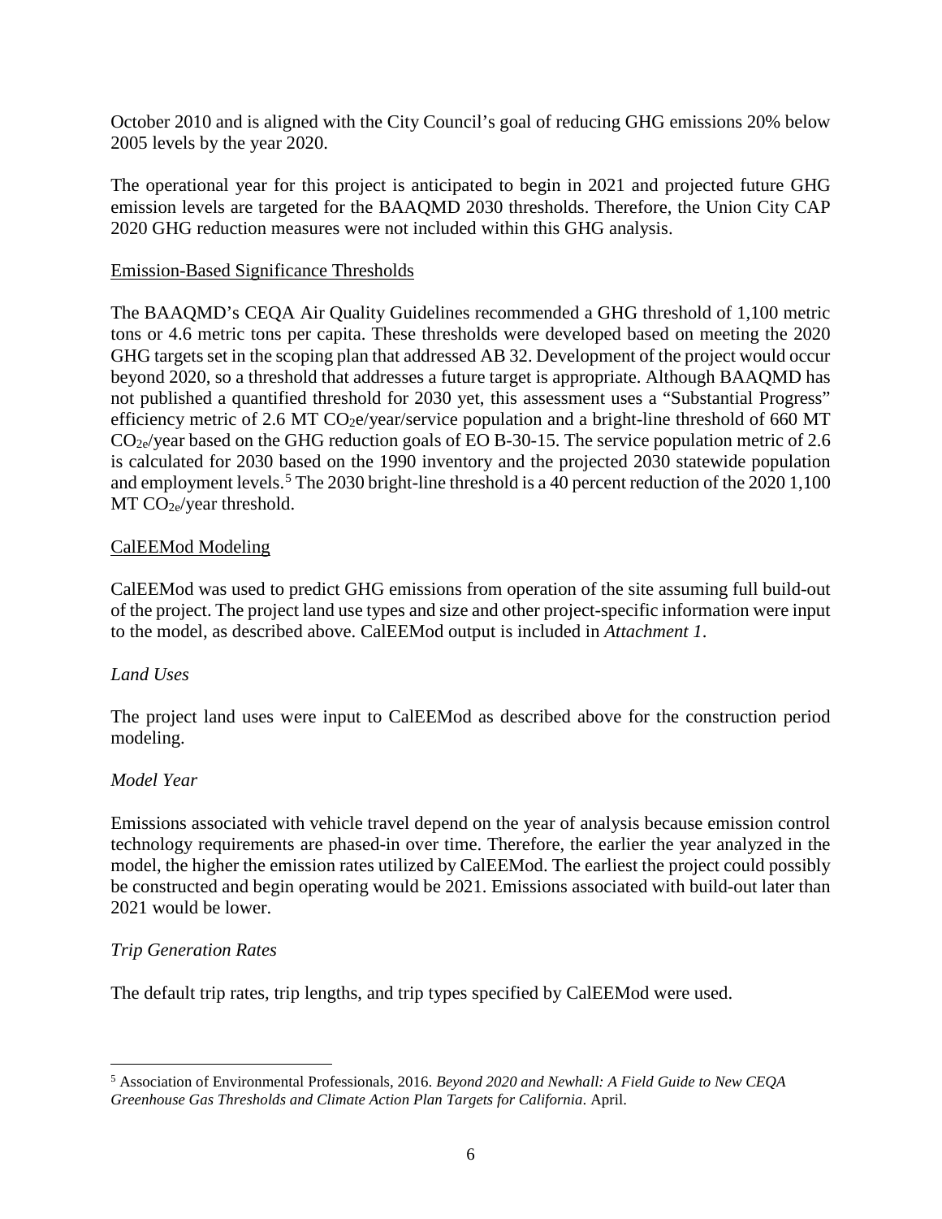October 2010 and is aligned with the City Council's goal of reducing GHG emissions 20% below 2005 levels by the year 2020.

The operational year for this project is anticipated to begin in 2021 and projected future GHG emission levels are targeted for the BAAQMD 2030 thresholds. Therefore, the Union City CAP 2020 GHG reduction measures were not included within this GHG analysis.

Emission-Based Significance Thresholds

The BAAQMD's CEQA Air Quality Guidelines recommended a GHG threshold of 1,100 metric tons or 4.6 metric tons per capita. These thresholds were developed based on meeting the 2020 GHG targets set in the scoping plan that addressed AB 32. Development of the project would occur beyond 2020, so a threshold that addresses a future target is appropriate. Although BAAQMD has not published a quantified threshold for 2030 yet, this assessment uses a "Substantial Progress" efficiency metric of 2.6 MT $CO_2e$/year/service population and a bright-line threshold of 660 MT $CO_{2e}$/year based on the GHG reduction goals of EO B-30-15. The service population metric of 2.6 is calculated for 2030 based on the 1990 inventory and the projected 2030 statewide population and employment levels.[5] The 2030 bright-line threshold is a 40 percent reduction of the 2020 1,100 MT $CO_{2e}$/year threshold.

CalEEMod Modeling

CalEEMod was used to predict GHG emissions from operation of the site assuming full build-out of the project. The project land use types and size and other project-specific information were input to the model, as described above. CalEEMod output is included in *Attachment 1*.

*Land Uses*

The project land uses were input to CalEEMod as described above for the construction period modeling.

*Model Year*

Emissions associated with vehicle travel depend on the year of analysis because emission control technology requirements are phased-in over time. Therefore, the earlier the year analyzed in the model, the higher the emission rates utilized by CalEEMod. The earliest the project could possibly be constructed and begin operating would be 2021. Emissions associated with build-out later than 2021 would be lower.

*Trip Generation Rates*

The default trip rates, trip lengths, and trip types specified by CalEEMod were used.

---

[5] Association of Environmental Professionals, 2016. *Beyond 2020 and Newhall: A Field Guide to New CEQA Greenhouse Gas Thresholds and Climate Action Plan Targets for California*. April.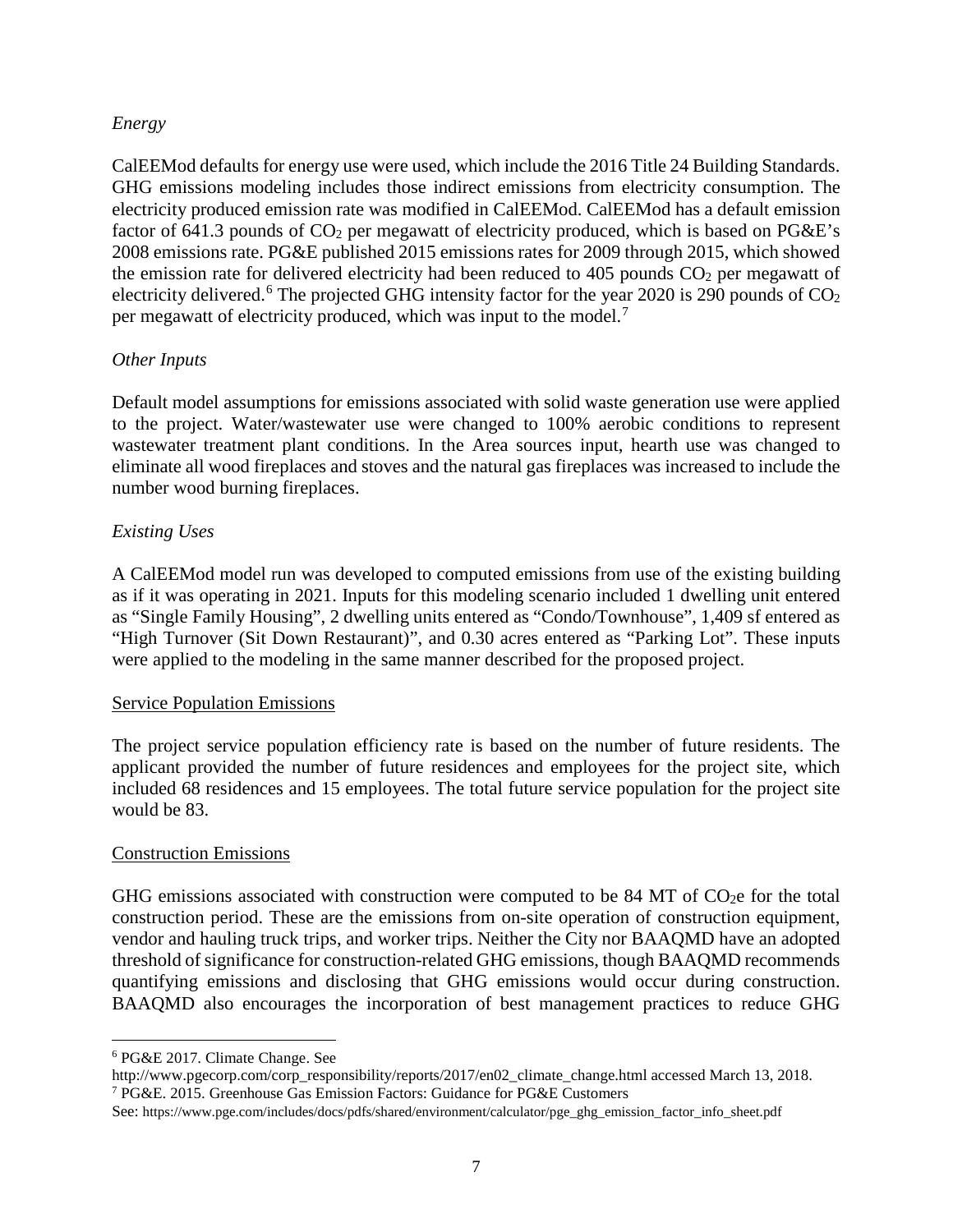*Energy*

CalEEMod defaults for energy use were used, which include the 2016 Title 24 Building Standards. GHG emissions modeling includes those indirect emissions from electricity consumption. The electricity produced emission rate was modified in CalEEMod. CalEEMod has a default emission factor of 641.3 pounds of $CO_2$ per megawatt of electricity produced, which is based on PG&E's 2008 emissions rate. PG&E published 2015 emissions rates for 2009 through 2015, which showed the emission rate for delivered electricity had been reduced to 405 pounds $CO_2$ per megawatt of electricity delivered.[6] The projected GHG intensity factor for the year 2020 is 290 pounds of $CO_2$ per megawatt of electricity produced, which was input to the model.[7]

*Other Inputs*

Default model assumptions for emissions associated with solid waste generation use were applied to the project. Water/wastewater use were changed to 100% aerobic conditions to represent wastewater treatment plant conditions. In the Area sources input, hearth use was changed to eliminate all wood fireplaces and stoves and the natural gas fireplaces was increased to include the number wood burning fireplaces.

*Existing Uses*

A CalEEMod model run was developed to computed emissions from use of the existing building as if it was operating in 2021. Inputs for this modeling scenario included 1 dwelling unit entered as "Single Family Housing", 2 dwelling units entered as "Condo/Townhouse", 1,409 sf entered as "High Turnover (Sit Down Restaurant)", and 0.30 acres entered as "Parking Lot". These inputs were applied to the modeling in the same manner described for the proposed project.

<u>Service Population Emissions</u>

The project service population efficiency rate is based on the number of future residents. The applicant provided the number of future residences and employees for the project site, which included 68 residences and 15 employees. The total future service population for the project site would be 83.

<u>Construction Emissions</u>

GHG emissions associated with construction were computed to be 84 MT of $CO_2e$ for the total construction period. These are the emissions from on-site operation of construction equipment, vendor and hauling truck trips, and worker trips. Neither the City nor BAAQMD have an adopted threshold of significance for construction-related GHG emissions, though BAAQMD recommends quantifying emissions and disclosing that GHG emissions would occur during construction. BAAQMD also encourages the incorporation of best management practices to reduce GHG

---

[6] PG&E 2017. Climate Change. See http://www.pgecorp.com/corp_responsibility/reports/2017/en02_climate_change.html accessed March 13, 2018.

[7] PG&E. 2015. Greenhouse Gas Emission Factors: Guidance for PG&E Customers See: https://www.pge.com/includes/docs/pdfs/shared/environment/calculator/pge_ghg_emission_factor_info_sheet.pdf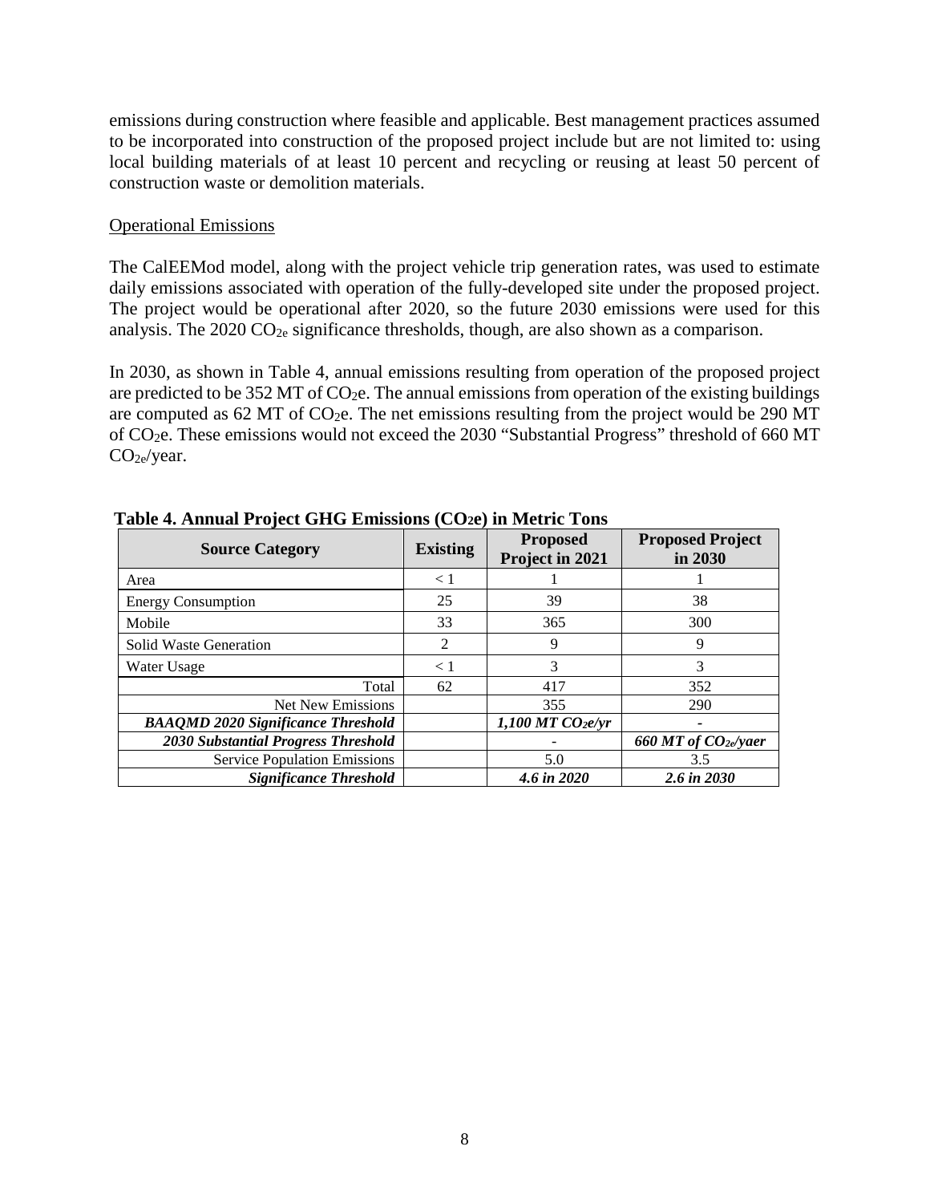emissions during construction where feasible and applicable. Best management practices assumed to be incorporated into construction of the proposed project include but are not limited to: using local building materials of at least 10 percent and recycling or reusing at least 50 percent of construction waste or demolition materials.

Operational Emissions

The CalEEMod model, along with the project vehicle trip generation rates, was used to estimate daily emissions associated with operation of the fully-developed site under the proposed project. The project would be operational after 2020, so the future 2030 emissions were used for this analysis. The 2020 $CO_{2e}$ significance thresholds, though, are also shown as a comparison.

In 2030, as shown in Table 4, annual emissions resulting from operation of the proposed project are predicted to be 352 MT of $CO_2e$. The annual emissions from operation of the existing buildings are computed as 62 MT of $CO_2e$. The net emissions resulting from the project would be 290 MT of $CO_2e$. These emissions would not exceed the 2030 "Substantial Progress" threshold of 660 MT $CO_{2e}$/year.

**Table 4. Annual Project GHG Emissions ($CO_2e$) in Metric Tons**

| Source Category | Existing | Proposed Project in 2021 | Proposed Project in 2030 |
|---|---|---|---|
| Area | < 1 | 1 | 1 |
| Energy Consumption | 25 | 39 | 38 |
| Mobile | 33 | 365 | 300 |
| Solid Waste Generation | 2 | 9 | 9 |
| Water Usage | < 1 | 3 | 3 |
| Total | 62 | 417 | 352 |
| Net New Emissions | | 355 | 290 |
| ***BAAQMD 2020 Significance Threshold*** | | ***1,100 MT $CO_2e$/yr*** | - |
| ***2030 Substantial Progress Threshold*** | | - | ***660 MT of $CO_{2e}$/yaer*** |
| Service Population Emissions | | 5.0 | 3.5 |
| ***Significance Threshold*** | | ***4.6 in 2020*** | ***2.6 in 2030*** |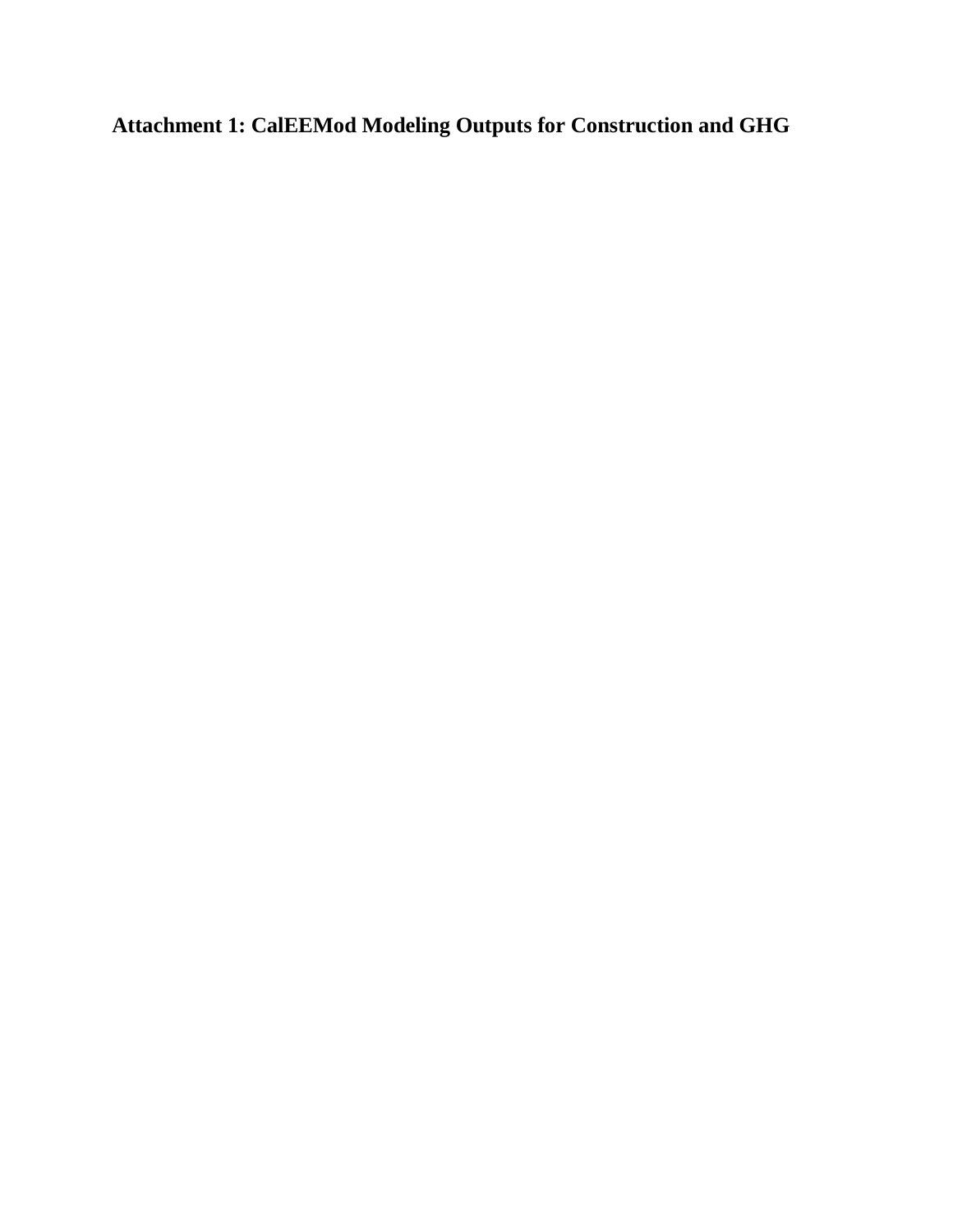**Attachment 1: CalEEMod Modeling Outputs for Construction and GHG**